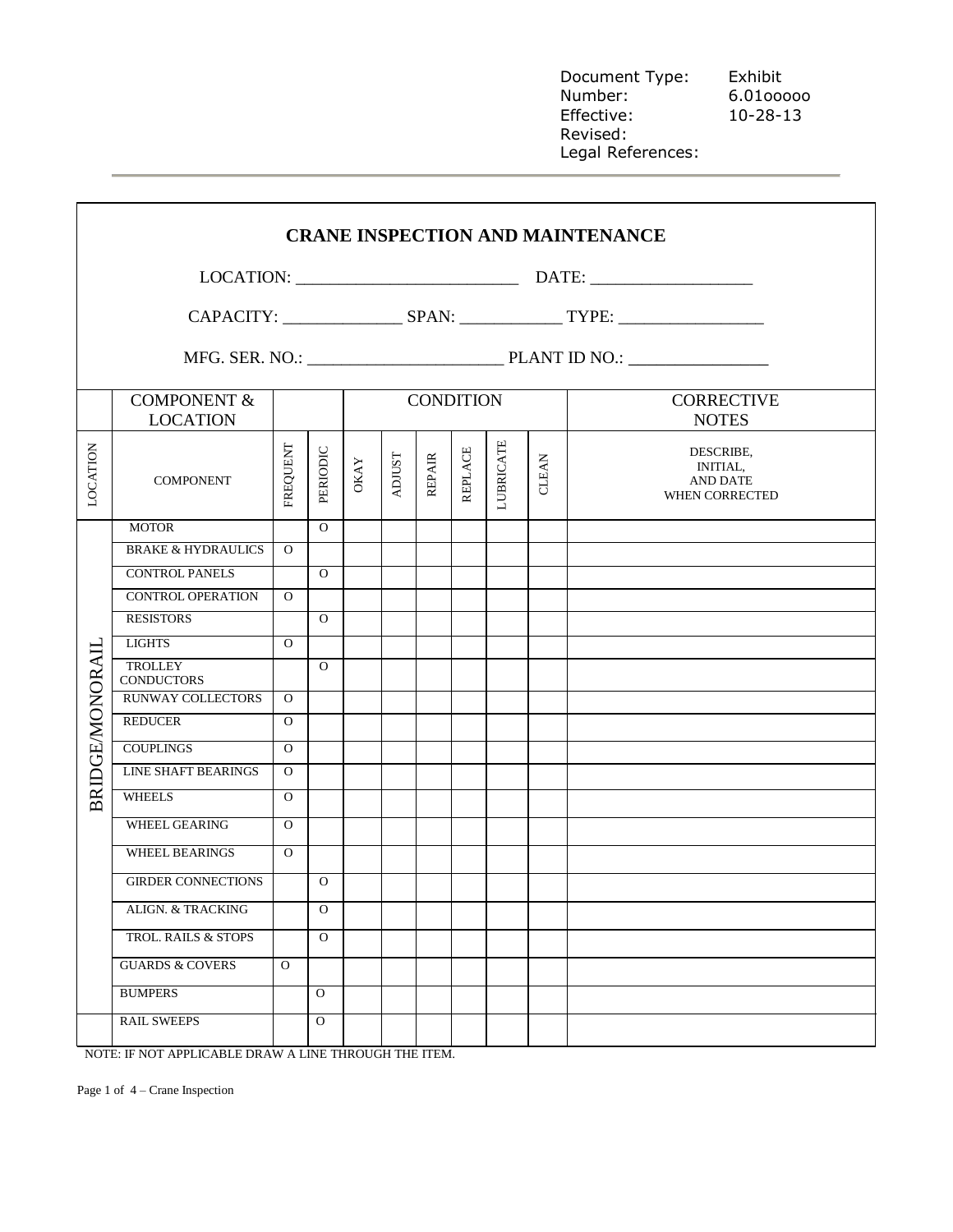Document Type: Exhibit
Number: 6.01ooooo
Effective: 10-28-13
Revised:
Legal References:

# CRANE INSPECTION AND MAINTENANCE

LOCATION: ________________________ DATE: _________________

CAPACITY: _____________ SPAN: ___________ TYPE: ________________

MFG. SER. NO.: ______________________ PLANT ID NO.: _______________

| | COMPONENT & LOCATION | | | CONDITION | | | | | | CORRECTIVE NOTES |
|---|---|---|---|---|---|---|---|---|---|---|
| LOCATION | COMPONENT | FREQUENT | PERIODIC | OKAY | ADJUST | REPAIR | REPLACE | LUBRICATE | CLEAN | DESCRIBE, INITIAL, AND DATE WHEN CORRECTED |
| BRIDGE/MONORAIL | MOTOR | | O | | | | | | | |
| | BRAKE & HYDRAULICS | O | | | | | | | | |
| | CONTROL PANELS | | O | | | | | | | |
| | CONTROL OPERATION | O | | | | | | | | |
| | RESISTORS | | O | | | | | | | |
| | LIGHTS | O | | | | | | | | |
| | TROLLEY CONDUCTORS | | O | | | | | | | |
| | RUNWAY COLLECTORS | O | | | | | | | | |
| | REDUCER | O | | | | | | | | |
| | COUPLINGS | O | | | | | | | | |
| | LINE SHAFT BEARINGS | O | | | | | | | | |
| | WHEELS | O | | | | | | | | |
| | WHEEL GEARING | O | | | | | | | | |
| | WHEEL BEARINGS | O | | | | | | | | |
| | GIRDER CONNECTIONS | | O | | | | | | | |
| | ALIGN. & TRACKING | | O | | | | | | | |
| | TROL. RAILS & STOPS | | O | | | | | | | |
| | GUARDS & COVERS | O | | | | | | | | |
| | BUMPERS | | O | | | | | | | |
| | RAIL SWEEPS | | O | | | | | | | |

NOTE: IF NOT APPLICABLE DRAW A LINE THROUGH THE ITEM.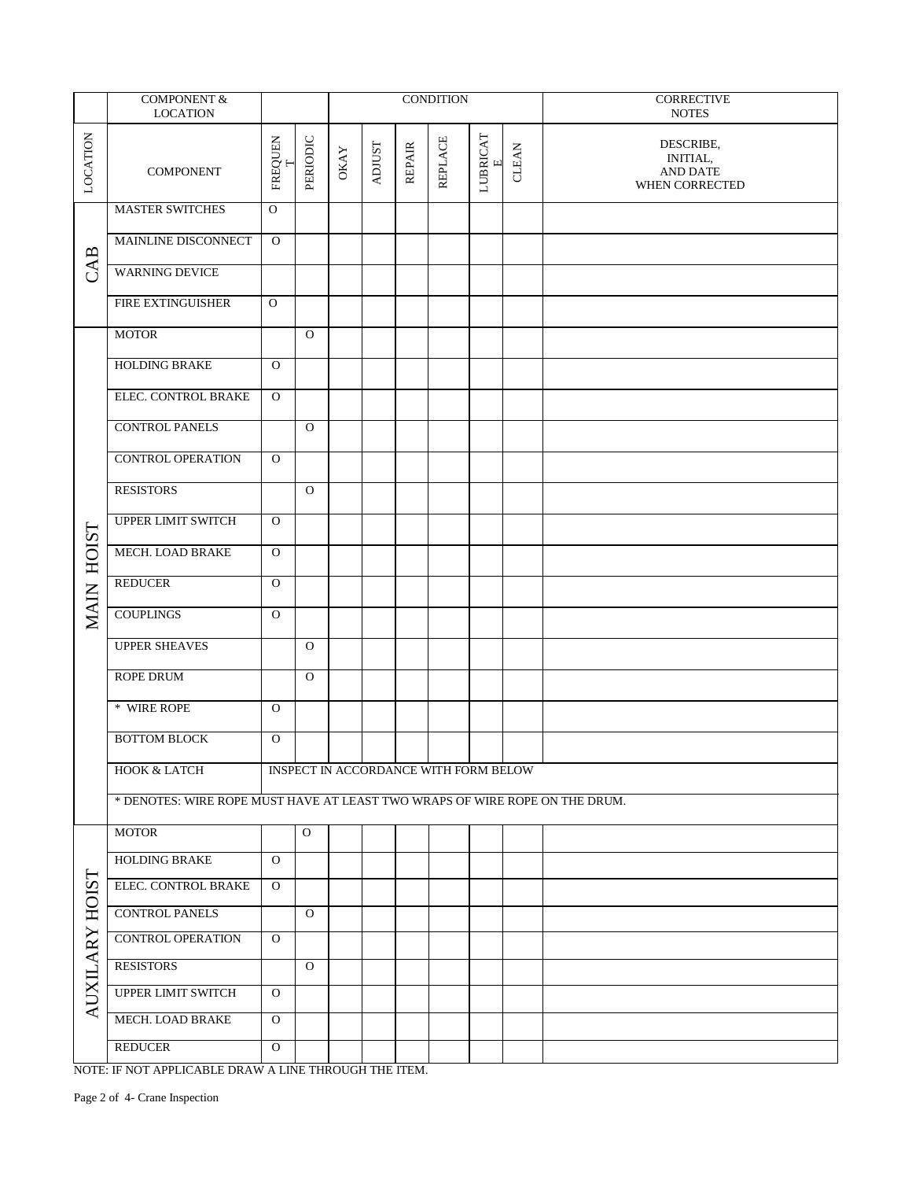| COMPONENT & LOCATION | | | | CONDITION | | | | | | CORRECTIVE NOTES |
|---|---|---|---|---|---|---|---|---|---|---|
| LOCATION | COMPONENT | FREQUENT | PERIODIC | OKAY | ADJUST | REPAIR | REPLACE | LUBRICATE | CLEAN | DESCRIBE, INITIAL, AND DATE WHEN CORRECTED |
| CAB | MASTER SWITCHES | O | | | | | | | | |
| | MAINLINE DISCONNECT | O | | | | | | | | |
| | WARNING DEVICE | | | | | | | | | |
| | FIRE EXTINGUISHER | O | | | | | | | | |
| MAIN HOIST | MOTOR | | O | | | | | | | |
| | HOLDING BRAKE | O | | | | | | | | |
| | ELEC. CONTROL BRAKE | O | | | | | | | | |
| | CONTROL PANELS | | O | | | | | | | |
| | CONTROL OPERATION | O | | | | | | | | |
| | RESISTORS | | O | | | | | | | |
| | UPPER LIMIT SWITCH | O | | | | | | | | |
| | MECH. LOAD BRAKE | O | | | | | | | | |
| | REDUCER | O | | | | | | | | |
| | COUPLINGS | O | | | | | | | | |
| | UPPER SHEAVES | | O | | | | | | | |
| | ROPE DRUM | | O | | | | | | | |
| | * WIRE ROPE | O | | | | | | | | |
| | BOTTOM BLOCK | O | | | | | | | | |
| | HOOK & LATCH | INSPECT IN ACCORDANCE WITH FORM BELOW | | | | | | | | |
| | * DENOTES: WIRE ROPE MUST HAVE AT LEAST TWO WRAPS OF WIRE ROPE ON THE DRUM. | | | | | | | | | |
| AUXILARY HOIST | MOTOR | | O | | | | | | | |
| | HOLDING BRAKE | O | | | | | | | | |
| | ELEC. CONTROL BRAKE | O | | | | | | | | |
| | CONTROL PANELS | | O | | | | | | | |
| | CONTROL OPERATION | O | | | | | | | | |
| | RESISTORS | | O | | | | | | | |
| | UPPER LIMIT SWITCH | O | | | | | | | | |
| | MECH. LOAD BRAKE | O | | | | | | | | |
| | REDUCER | O | | | | | | | | |

NOTE: IF NOT APPLICABLE DRAW A LINE THROUGH THE ITEM.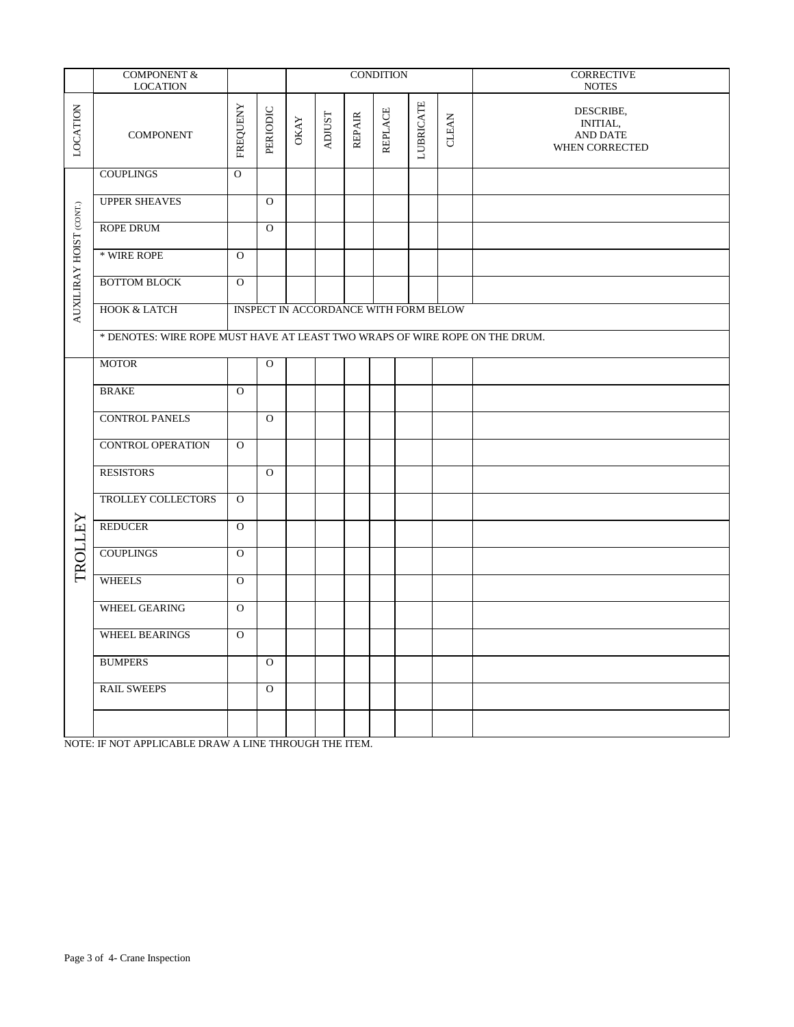| | COMPONENT & LOCATION | | | CONDITION | | | | | | CORRECTIVE NOTES |
|---|---|---|---|---|---|---|---|---|---|---|
| LOCATION | COMPONENT | FREQUENY | PERIODIC | OKAY | ADJUST | REPAIR | REPLACE | LUBRICATE | CLEAN | DESCRIBE, INITIAL, AND DATE WHEN CORRECTED |
| AUXILIRAY HOIST (CONT.) | COUPLINGS | O | | | | | | | | |
| | UPPER SHEAVES | | O | | | | | | | |
| | ROPE DRUM | | O | | | | | | | |
| | * WIRE ROPE | O | | | | | | | | |
| | BOTTOM BLOCK | O | | | | | | | | |
| | HOOK & LATCH | INSPECT IN ACCORDANCE WITH FORM BELOW | | | | | | | | |
| | * DENOTES: WIRE ROPE MUST HAVE AT LEAST TWO WRAPS OF WIRE ROPE ON THE DRUM. | | | | | | | | | |
| TROLLEY | MOTOR | | O | | | | | | | |
| | BRAKE | O | | | | | | | | |
| | CONTROL PANELS | | O | | | | | | | |
| | CONTROL OPERATION | O | | | | | | | | |
| | RESISTORS | | O | | | | | | | |
| | TROLLEY COLLECTORS | O | | | | | | | | |
| | REDUCER | O | | | | | | | | |
| | COUPLINGS | O | | | | | | | | |
| | WHEELS | O | | | | | | | | |
| | WHEEL GEARING | O | | | | | | | | |
| | WHEEL BEARINGS | O | | | | | | | | |
| | BUMPERS | | O | | | | | | | |
| | RAIL SWEEPS | | O | | | | | | | |
| | | | | | | | | | | |

NOTE: IF NOT APPLICABLE DRAW A LINE THROUGH THE ITEM.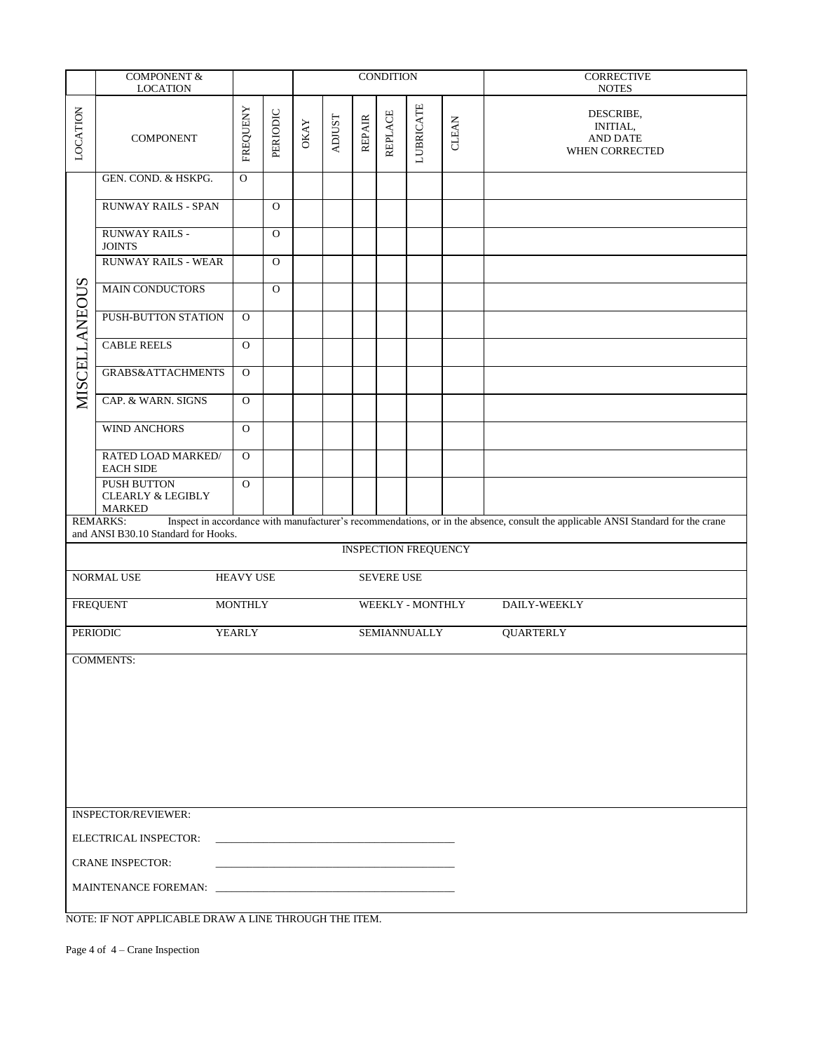| | COMPONENT & LOCATION | | | CONDITION | | | | | | CORRECTIVE NOTES |
|---|---|---|---|---|---|---|---|---|---|---|
| LOCATION | COMPONENT | FREQUENY | PERIODIC | OKAY | ADJUST | REPAIR | REPLACE | LUBRICATE | CLEAN | DESCRIBE, INITIAL, AND DATE WHEN CORRECTED |
| MISCELLANEOUS | GEN. COND. & HSKPG. | O | | | | | | | | |
| | RUNWAY RAILS - SPAN | | O | | | | | | | |
| | RUNWAY RAILS - JOINTS | | O | | | | | | | |
| | RUNWAY RAILS - WEAR | | O | | | | | | | |
| | MAIN CONDUCTORS | | O | | | | | | | |
| | PUSH-BUTTON STATION | O | | | | | | | | |
| | CABLE REELS | O | | | | | | | | |
| | GRABS&ATTACHMENTS | O | | | | | | | | |
| | CAP. & WARN. SIGNS | O | | | | | | | | |
| | WIND ANCHORS | O | | | | | | | | |
| | RATED LOAD MARKED/ EACH SIDE | O | | | | | | | | |
| | PUSH BUTTON CLEARLY & LEGIBLY MARKED | O | | | | | | | | |

REMARKS: Inspect in accordance with manufacturer's recommendations, or in the absence, consult the applicable ANSI Standard for the crane and ANSI B30.10 Standard for Hooks.

| INSPECTION FREQUENCY | | | |
|---|---|---|---|
| NORMAL USE | HEAVY USE | SEVERE USE | |
| FREQUENT | MONTHLY | WEEKLY - MONTHLY | DAILY-WEEKLY |
| PERIODIC | YEARLY | SEMIANNUALLY | QUARTERLY |

COMMENTS:

INSPECTOR/REVIEWER:

ELECTRICAL INSPECTOR: _______________________________________________

CRANE INSPECTOR: _______________________________________________

MAINTENANCE FOREMAN: _______________________________________________

NOTE: IF NOT APPLICABLE DRAW A LINE THROUGH THE ITEM.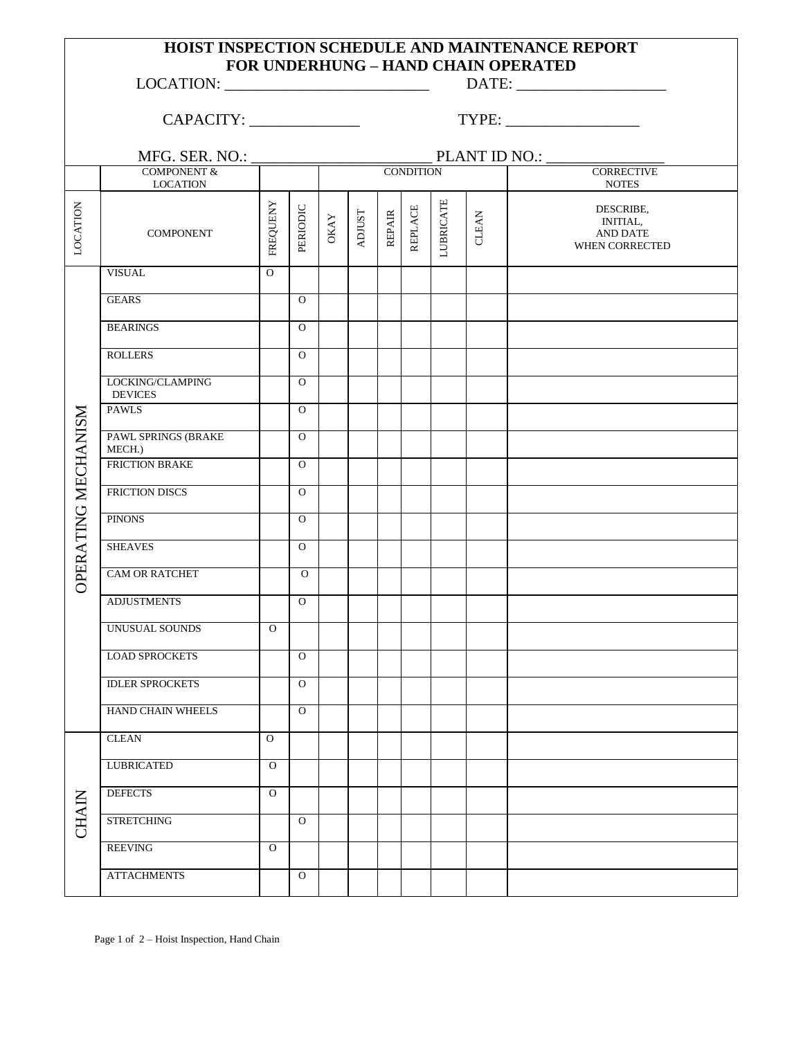# HOIST INSPECTION SCHEDULE AND MAINTENANCE REPORT
## FOR UNDERHUNG – HAND CHAIN OPERATED

LOCATION: __________________________ DATE: ___________________

CAPACITY: ______________ TYPE: _________________

MFG. SER. NO.: _______________________ PLANT ID NO.: _______________

| | COMPONENT & LOCATION | | | CONDITION | | | | | | CORRECTIVE NOTES |
|---|---|---|---|---|---|---|---|---|---|---|
| LOCATION | COMPONENT | FREQUENY | PERIODIC | OKAY | ADJUST | REPAIR | REPLACE | LUBRICATE | CLEAN | DESCRIBE, INITIAL, AND DATE WHEN CORRECTED |
| OPERATING MECHANISM | VISUAL | O | | | | | | | | |
| | GEARS | | O | | | | | | | |
| | BEARINGS | | O | | | | | | | |
| | ROLLERS | | O | | | | | | | |
| | LOCKING/CLAMPING DEVICES | | O | | | | | | | |
| | PAWLS | | O | | | | | | | |
| | PAWL SPRINGS (BRAKE MECH.) | | O | | | | | | | |
| | FRICTION BRAKE | | O | | | | | | | |
| | FRICTION DISCS | | O | | | | | | | |
| | PINONS | | O | | | | | | | |
| | SHEAVES | | O | | | | | | | |
| | CAM OR RATCHET | | O | | | | | | | |
| | ADJUSTMENTS | | O | | | | | | | |
| | UNUSUAL SOUNDS | O | | | | | | | | |
| | LOAD SPROCKETS | | O | | | | | | | |
| | IDLER SPROCKETS | | O | | | | | | | |
| | HAND CHAIN WHEELS | | O | | | | | | | |
| CHAIN | CLEAN | O | | | | | | | | |
| | LUBRICATED | O | | | | | | | | |
| | DEFECTS | O | | | | | | | | |
| | STRETCHING | | O | | | | | | | |
| | REEVING | O | | | | | | | | |
| | ATTACHMENTS | | O | | | | | | | |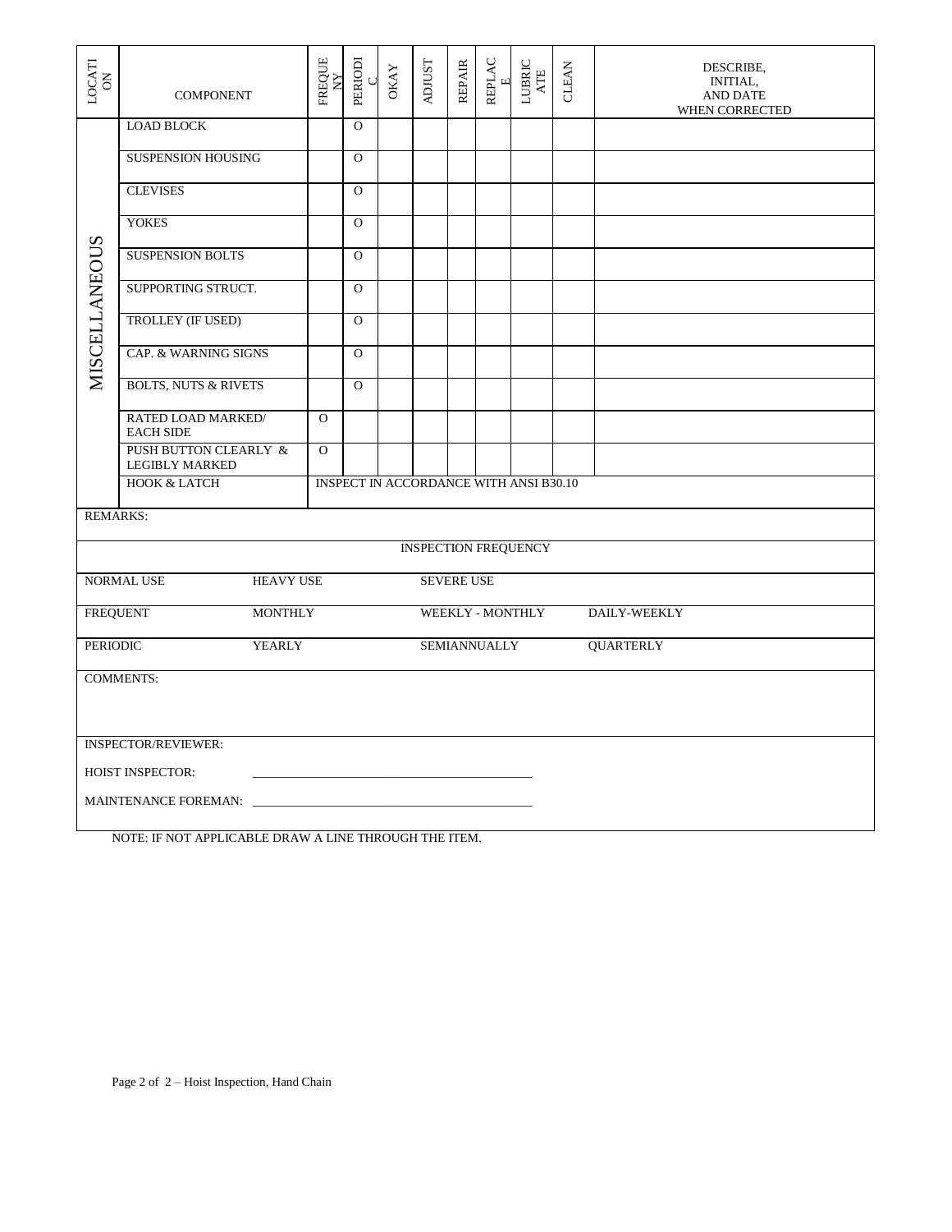| LOCATION | COMPONENT | FREQUENY | PERIODIC | OKAY | ADJUST | REPAIR | REPLACE | LUBRICATE | CLEAN | DESCRIBE, INITIAL, AND DATE WHEN CORRECTED |
|---|---|---|---|---|---|---|---|---|---|---|
| MISCELLANEOUS | LOAD BLOCK | | O | | | | | | | |
| | SUSPENSION HOUSING | | O | | | | | | | |
| | CLEVISES | | O | | | | | | | |
| | YOKES | | O | | | | | | | |
| | SUSPENSION BOLTS | | O | | | | | | | |
| | SUPPORTING STRUCT. | | O | | | | | | | |
| | TROLLEY (IF USED) | | O | | | | | | | |
| | CAP. & WARNING SIGNS | | O | | | | | | | |
| | BOLTS, NUTS & RIVETS | | O | | | | | | | |
| | RATED LOAD MARKED/ EACH SIDE | O | | | | | | | | |
| | PUSH BUTTON CLEARLY & LEGIBLY MARKED | O | | | | | | | | |
| | HOOK & LATCH | INSPECT IN ACCORDANCE WITH ANSI B30.10 | | | | | | | | |

REMARKS:

| INSPECTION FREQUENCY | | | |
|---|---|---|---|
| NORMAL USE | HEAVY USE | SEVERE USE | |
| FREQUENT | MONTHLY | WEEKLY - MONTHLY | DAILY-WEEKLY |
| PERIODIC | YEARLY | SEMIANNUALLY | QUARTERLY |

COMMENTS:

INSPECTOR/REVIEWER:

HOIST INSPECTOR: \_\_\_\_\_\_\_\_\_\_\_\_\_\_\_\_\_\_\_\_\_\_\_\_\_\_\_\_\_\_\_\_\_\_\_\_\_\_\_\_

MAINTENANCE FOREMAN: \_\_\_\_\_\_\_\_\_\_\_\_\_\_\_\_\_\_\_\_\_\_\_\_\_\_\_\_\_\_\_\_\_\_\_\_\_\_\_\_

NOTE: IF NOT APPLICABLE DRAW A LINE THROUGH THE ITEM.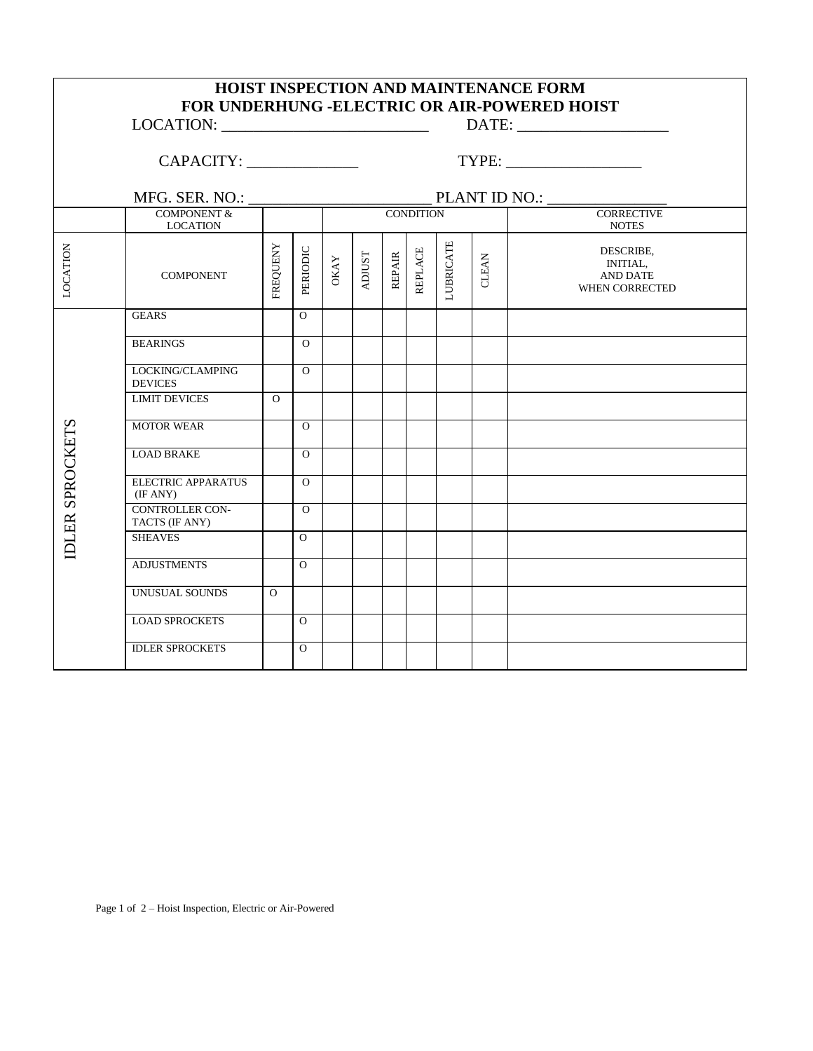# HOIST INSPECTION AND MAINTENANCE FORM
# FOR UNDERHUNG -ELECTRIC OR AIR-POWERED HOIST

LOCATION: ___________________________ DATE: ___________________

CAPACITY: ______________ TYPE: _________________

MFG. SER. NO.: _______________________ PLANT ID NO.: _______________

| | COMPONENT & LOCATION | | | CONDITION | | | | | | CORRECTIVE NOTES |
|---|---|---|---|---|---|---|---|---|---|---|
| LOCATION | COMPONENT | FREQUENY | PERIODIC | OKAY | ADJUST | REPAIR | REPLACE | LUBRICATE | CLEAN | DESCRIBE, INITIAL, AND DATE WHEN CORRECTED |
| IDLER SPROCKETS | GEARS | | O | | | | | | | |
| | BEARINGS | | O | | | | | | | |
| | LOCKING/CLAMPING DEVICES | | O | | | | | | | |
| | LIMIT DEVICES | O | | | | | | | | |
| | MOTOR WEAR | | O | | | | | | | |
| | LOAD BRAKE | | O | | | | | | | |
| | ELECTRIC APPARATUS (IF ANY) | | O | | | | | | | |
| | CONTROLLER CON-TACTS (IF ANY) | | O | | | | | | | |
| | SHEAVES | | O | | | | | | | |
| | ADJUSTMENTS | | O | | | | | | | |
| | UNUSUAL SOUNDS | O | | | | | | | | |
| | LOAD SPROCKETS | | O | | | | | | | |
| | IDLER SPROCKETS | | O | | | | | | | |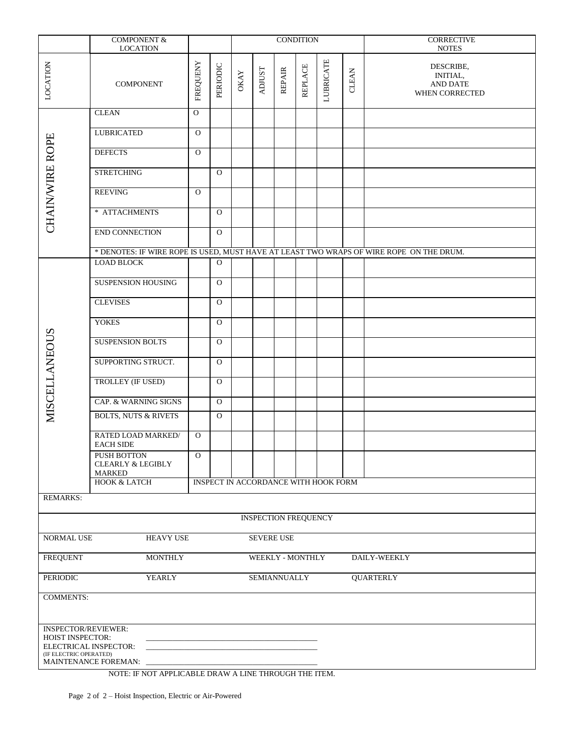| | COMPONENT & LOCATION | | | CONDITION | | | | | | CORRECTIVE NOTES |
|---|---|---|---|---|---|---|---|---|---|---|
| LOCATION | COMPONENT | FREQUENY | PERIODIC | OKAY | ADJUST | REPAIR | REPLACE | LUBRICATE | CLEAN | DESCRIBE, INITIAL, AND DATE WHEN CORRECTED |
| CHAIN/WIRE ROPE | CLEAN | O | | | | | | | | |
| | LUBRICATED | O | | | | | | | | |
| | DEFECTS | O | | | | | | | | |
| | STRETCHING | | O | | | | | | | |
| | REEVING | O | | | | | | | | |
| | * ATTACHMENTS | | O | | | | | | | |
| | END CONNECTION | | O | | | | | | | |
| | * DENOTES: IF WIRE ROPE IS USED, MUST HAVE AT LEAST TWO WRAPS OF WIRE ROPE ON THE DRUM. | | | | | | | | | |
| MISCELLANEOUS | LOAD BLOCK | | O | | | | | | | |
| | SUSPENSION HOUSING | | O | | | | | | | |
| | CLEVISES | | O | | | | | | | |
| | YOKES | | O | | | | | | | |
| | SUSPENSION BOLTS | | O | | | | | | | |
| | SUPPORTING STRUCT. | | O | | | | | | | |
| | TROLLEY (IF USED) | | O | | | | | | | |
| | CAP. & WARNING SIGNS | | O | | | | | | | |
| | BOLTS, NUTS & RIVETS | | O | | | | | | | |
| | RATED LOAD MARKED/ EACH SIDE | O | | | | | | | | |
| | PUSH BOTTON CLEARLY & LEGIBLY MARKED | O | | | | | | | | |
| | HOOK & LATCH | INSPECT IN ACCORDANCE WITH HOOK FORM | | | | | | | | |

REMARKS:

| INSPECTION FREQUENCY | | | |
|---|---|---|---|
| NORMAL USE | HEAVY USE | SEVERE USE | |
| FREQUENT | MONTHLY | WEEKLY - MONTHLY | DAILY-WEEKLY |
| PERIODIC | YEARLY | SEMIANNUALLY | QUARTERLY |

COMMENTS:

INSPECTOR/REVIEWER:
HOIST INSPECTOR: ______________________________
ELECTRICAL INSPECTOR: ______________________________
(IF ELECTRIC OPERATED)
MAINTENANCE FOREMAN: ______________________________

NOTE: IF NOT APPLICABLE DRAW A LINE THROUGH THE ITEM.

Hoist Inspection, Electric or Air-Powered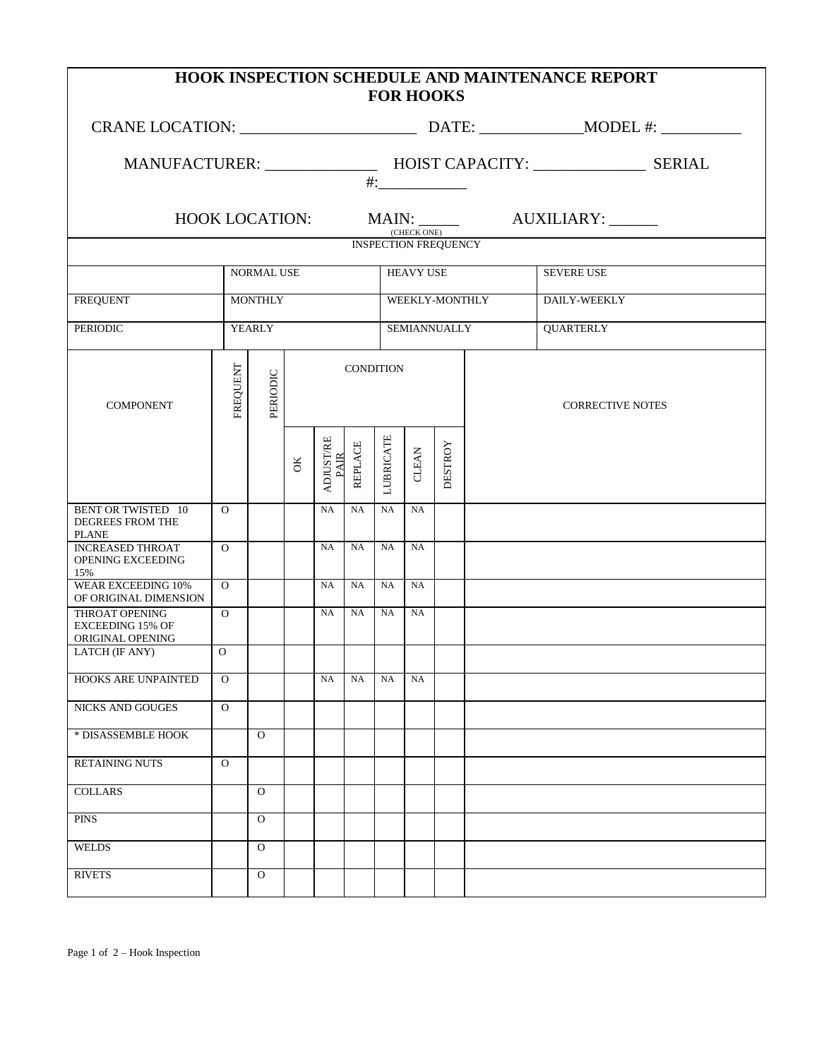# HOOK INSPECTION SCHEDULE AND MAINTENANCE REPORT FOR HOOKS

CRANE LOCATION: ______________________ DATE: ____________MODEL #: __________

MANUFACTURER: ______________ HOIST CAPACITY: ______________ SERIAL #:____________

HOOK LOCATION: MAIN: _____ AUXILIARY: ______
(CHECK ONE)

| INSPECTION FREQUENCY | | | |
|---|---|---|---|
| | NORMAL USE | HEAVY USE | SEVERE USE |
| FREQUENT | MONTHLY | WEEKLY-MONTHLY | DAILY-WEEKLY |
| PERIODIC | YEARLY | SEMIANNUALLY | QUARTERLY |

| COMPONENT | FREQUENT | PERIODIC | CONDITION | | | | | | CORRECTIVE NOTES |
|---|---|---|---|---|---|---|---|---|---|
| | | | OK | ADJUST/REPAIR | REPLACE | LUBRICATE | CLEAN | DESTROY | |
| BENT OR TWISTED 10 DEGREES FROM THE PLANE | O | | | NA | NA | NA | NA | | |
| INCREASED THROAT OPENING EXCEEDING 15% | O | | | NA | NA | NA | NA | | |
| WEAR EXCEEDING 10% OF ORIGINAL DIMENSION | O | | | NA | NA | NA | NA | | |
| THROAT OPENING EXCEEDING 15% OF ORIGINAL OPENING | O | | | NA | NA | NA | NA | | |
| LATCH (IF ANY) | O | | | | | | | | |
| HOOKS ARE UNPAINTED | O | | | NA | NA | NA | NA | | |
| NICKS AND GOUGES | O | | | | | | | | |
| * DISASSEMBLE HOOK | | O | | | | | | | |
| RETAINING NUTS | O | | | | | | | | |
| COLLARS | | O | | | | | | | |
| PINS | | O | | | | | | | |
| WELDS | | O | | | | | | | |
| RIVETS | | O | | | | | | | |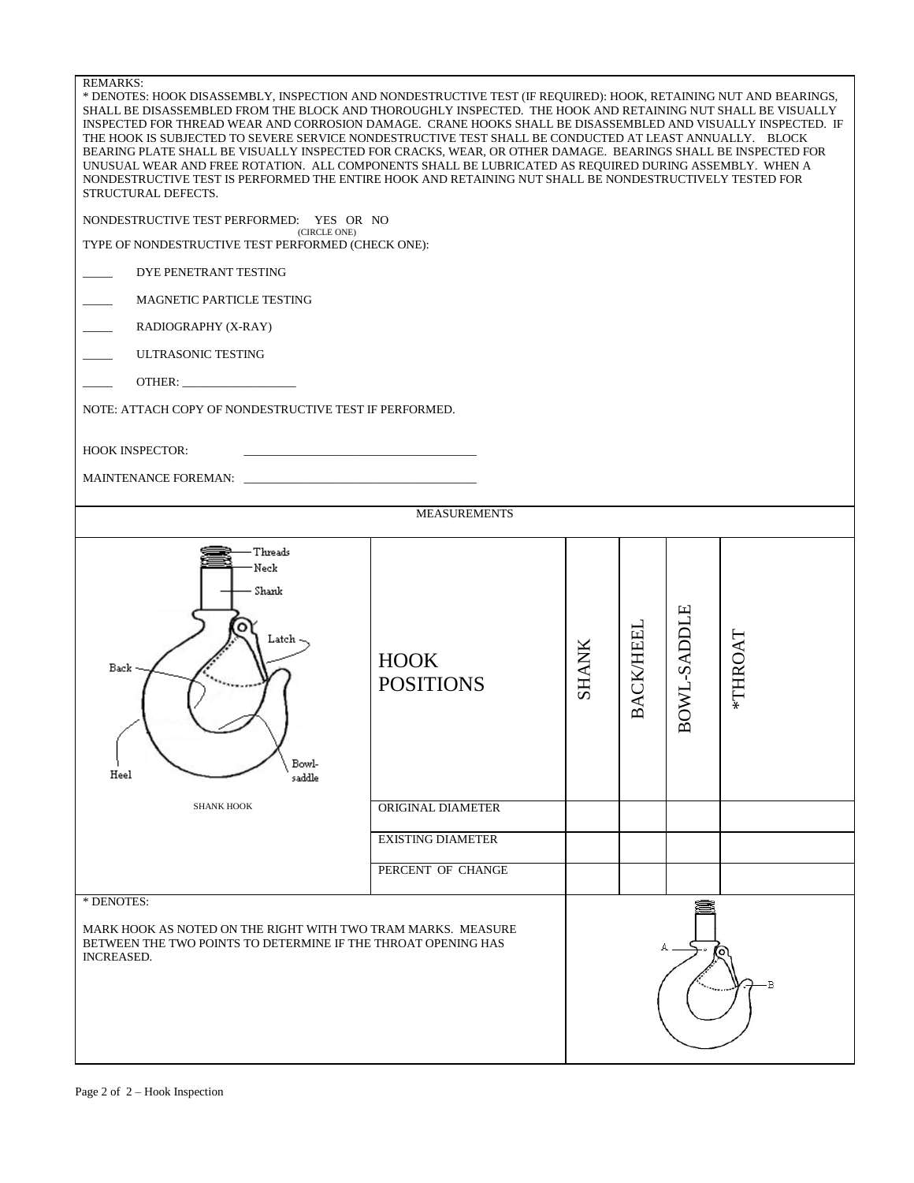REMARKS:

\* DENOTES: HOOK DISASSEMBLY, INSPECTION AND NONDESTRUCTIVE TEST (IF REQUIRED): HOOK, RETAINING NUT AND BEARINGS, SHALL BE DISASSEMBLED FROM THE BLOCK AND THOROUGHLY INSPECTED. THE HOOK AND RETAINING NUT SHALL BE VISUALLY INSPECTED FOR THREAD WEAR AND CORROSION DAMAGE. CRANE HOOKS SHALL BE DISASSEMBLED AND VISUALLY INSPECTED. IF THE HOOK IS SUBJECTED TO SEVERE SERVICE NONDESTRUCTIVE TEST SHALL BE CONDUCTED AT LEAST ANNUALLY. BLOCK BEARING PLATE SHALL BE VISUALLY INSPECTED FOR CRACKS, WEAR, OR OTHER DAMAGE. BEARINGS SHALL BE INSPECTED FOR UNUSUAL WEAR AND FREE ROTATION. ALL COMPONENTS SHALL BE LUBRICATED AS REQUIRED DURING ASSEMBLY. WHEN A NONDESTRUCTIVE TEST IS PERFORMED THE ENTIRE HOOK AND RETAINING NUT SHALL BE NONDESTRUCTIVELY TESTED FOR STRUCTURAL DEFECTS.

NONDESTRUCTIVE TEST PERFORMED: YES OR NO
(CIRCLE ONE)

TYPE OF NONDESTRUCTIVE TEST PERFORMED (CHECK ONE):

_____ DYE PENETRANT TESTING

_____ MAGNETIC PARTICLE TESTING

_____ RADIOGRAPHY (X-RAY)

_____ ULTRASONIC TESTING

_____ OTHER: ___________________

NOTE: ATTACH COPY OF NONDESTRUCTIVE TEST IF PERFORMED.

HOOK INSPECTOR: _______________________________________

MAINTENANCE FOREMAN: _______________________________________

## MEASUREMENTS

Threads
Neck
Shank
Latch
Back
Heel
Bowl-saddle

SHANK HOOK

| HOOK POSITIONS | SHANK | BACK/HEEL | BOWL-SADDLE | *THROAT |
|---|---|---|---|---|
| ORIGINAL DIAMETER | | | | |
| EXISTING DIAMETER | | | | |
| PERCENT OF CHANGE | | | | |

\* DENOTES:

MARK HOOK AS NOTED ON THE RIGHT WITH TWO TRAM MARKS. MEASURE BETWEEN THE TWO POINTS TO DETERMINE IF THE THROAT OPENING HAS INCREASED.

A

B